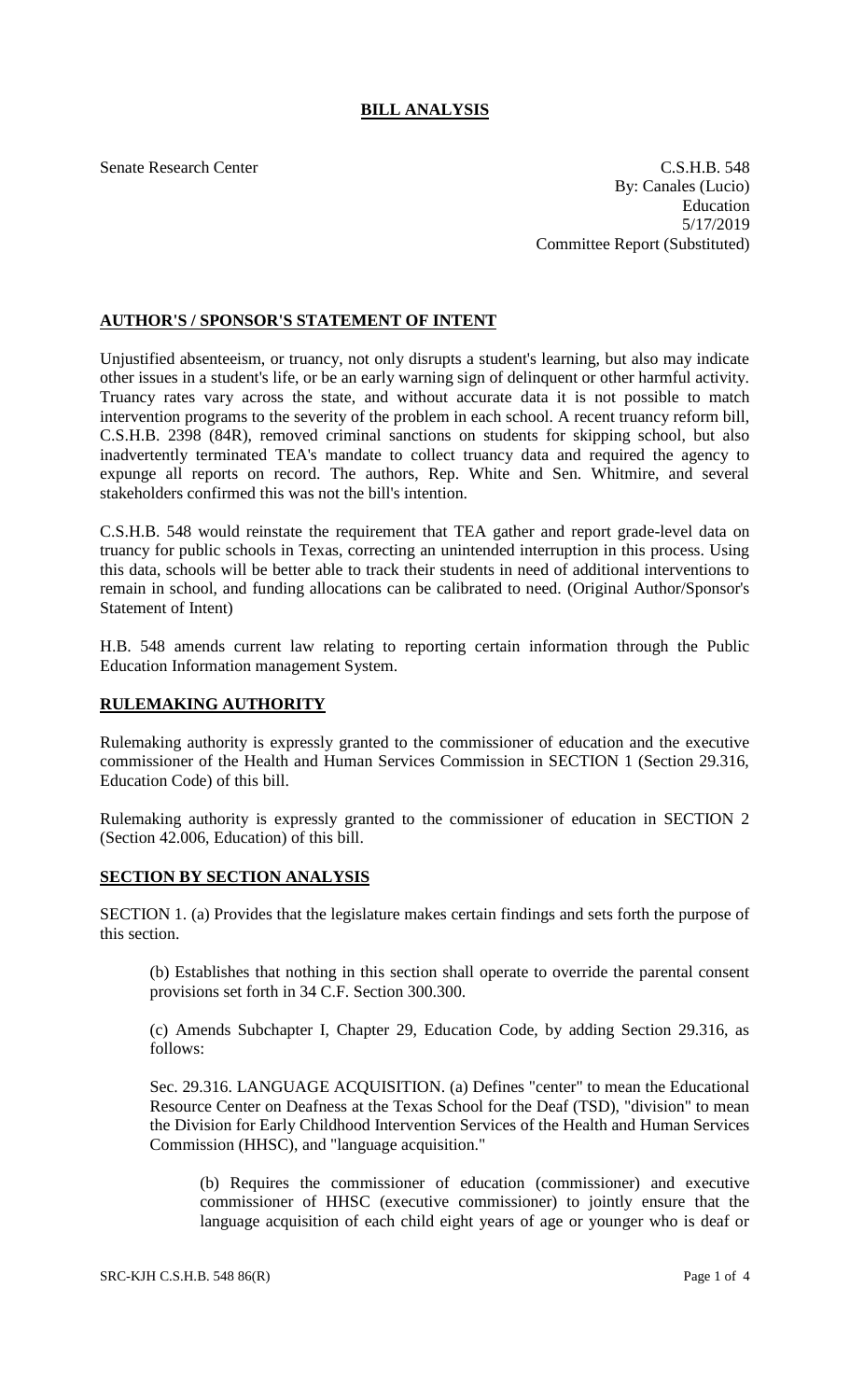# BILL ANALYSIS

Senate Research Center

C.S.H.B. 548
By: Canales (Lucio)
Education
5/17/2019
Committee Report (Substituted)

## AUTHOR'S / SPONSOR'S STATEMENT OF INTENT

Unjustified absenteeism, or truancy, not only disrupts a student's learning, but also may indicate other issues in a student's life, or be an early warning sign of delinquent or other harmful activity. Truancy rates vary across the state, and without accurate data it is not possible to match intervention programs to the severity of the problem in each school. A recent truancy reform bill, C.S.H.B. 2398 (84R), removed criminal sanctions on students for skipping school, but also inadvertently terminated TEA's mandate to collect truancy data and required the agency to expunge all reports on record. The authors, Rep. White and Sen. Whitmire, and several stakeholders confirmed this was not the bill's intention.

C.S.H.B. 548 would reinstate the requirement that TEA gather and report grade-level data on truancy for public schools in Texas, correcting an unintended interruption in this process. Using this data, schools will be better able to track their students in need of additional interventions to remain in school, and funding allocations can be calibrated to need. (Original Author/Sponsor's Statement of Intent)

H.B. 548 amends current law relating to reporting certain information through the Public Education Information management System.

## RULEMAKING AUTHORITY

Rulemaking authority is expressly granted to the commissioner of education and the executive commissioner of the Health and Human Services Commission in SECTION 1 (Section 29.316, Education Code) of this bill.

Rulemaking authority is expressly granted to the commissioner of education in SECTION 2 (Section 42.006, Education) of this bill.

## SECTION BY SECTION ANALYSIS

SECTION 1. (a) Provides that the legislature makes certain findings and sets forth the purpose of this section.

(b) Establishes that nothing in this section shall operate to override the parental consent provisions set forth in 34 C.F. Section 300.300.

(c) Amends Subchapter I, Chapter 29, Education Code, by adding Section 29.316, as follows:

Sec. 29.316. LANGUAGE ACQUISITION. (a) Defines "center" to mean the Educational Resource Center on Deafness at the Texas School for the Deaf (TSD), "division" to mean the Division for Early Childhood Intervention Services of the Health and Human Services Commission (HHSC), and "language acquisition."

(b) Requires the commissioner of education (commissioner) and executive commissioner of HHSC (executive commissioner) to jointly ensure that the language acquisition of each child eight years of age or younger who is deaf or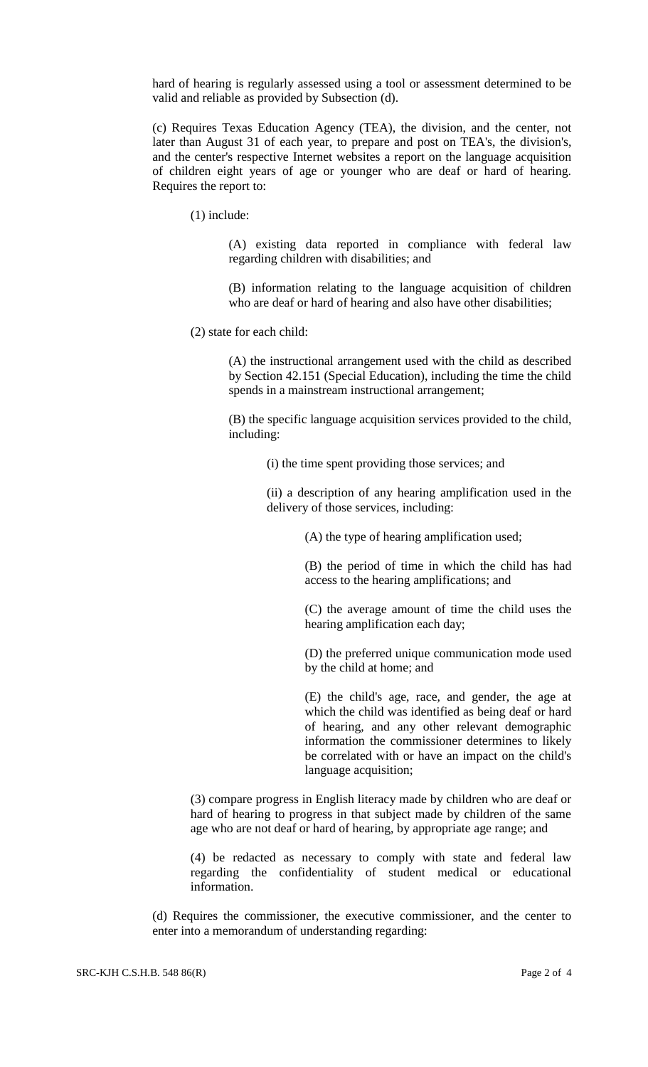hard of hearing is regularly assessed using a tool or assessment determined to be valid and reliable as provided by Subsection (d).

(c) Requires Texas Education Agency (TEA), the division, and the center, not later than August 31 of each year, to prepare and post on TEA's, the division's, and the center's respective Internet websites a report on the language acquisition of children eight years of age or younger who are deaf or hard of hearing. Requires the report to:

(1) include:

(A) existing data reported in compliance with federal law regarding children with disabilities; and

(B) information relating to the language acquisition of children who are deaf or hard of hearing and also have other disabilities;

(2) state for each child:

(A) the instructional arrangement used with the child as described by Section 42.151 (Special Education), including the time the child spends in a mainstream instructional arrangement;

(B) the specific language acquisition services provided to the child, including:

(i) the time spent providing those services; and

(ii) a description of any hearing amplification used in the delivery of those services, including:

(A) the type of hearing amplification used;

(B) the period of time in which the child has had access to the hearing amplifications; and

(C) the average amount of time the child uses the hearing amplification each day;

(D) the preferred unique communication mode used by the child at home; and

(E) the child's age, race, and gender, the age at which the child was identified as being deaf or hard of hearing, and any other relevant demographic information the commissioner determines to likely be correlated with or have an impact on the child's language acquisition;

(3) compare progress in English literacy made by children who are deaf or hard of hearing to progress in that subject made by children of the same age who are not deaf or hard of hearing, by appropriate age range; and

(4) be redacted as necessary to comply with state and federal law regarding the confidentiality of student medical or educational information.

(d) Requires the commissioner, the executive commissioner, and the center to enter into a memorandum of understanding regarding: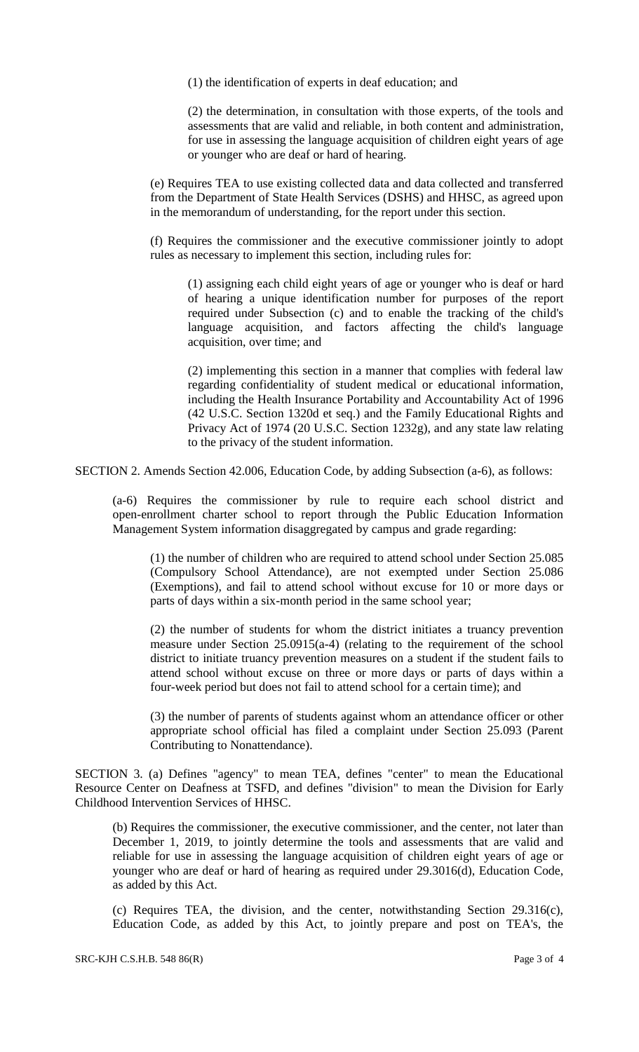(1) the identification of experts in deaf education; and

(2) the determination, in consultation with those experts, of the tools and assessments that are valid and reliable, in both content and administration, for use in assessing the language acquisition of children eight years of age or younger who are deaf or hard of hearing.

(e) Requires TEA to use existing collected data and data collected and transferred from the Department of State Health Services (DSHS) and HHSC, as agreed upon in the memorandum of understanding, for the report under this section.

(f) Requires the commissioner and the executive commissioner jointly to adopt rules as necessary to implement this section, including rules for:

(1) assigning each child eight years of age or younger who is deaf or hard of hearing a unique identification number for purposes of the report required under Subsection (c) and to enable the tracking of the child's language acquisition, and factors affecting the child's language acquisition, over time; and

(2) implementing this section in a manner that complies with federal law regarding confidentiality of student medical or educational information, including the Health Insurance Portability and Accountability Act of 1996 (42 U.S.C. Section 1320d et seq.) and the Family Educational Rights and Privacy Act of 1974 (20 U.S.C. Section 1232g), and any state law relating to the privacy of the student information.

SECTION 2. Amends Section 42.006, Education Code, by adding Subsection (a-6), as follows:

(a-6) Requires the commissioner by rule to require each school district and open-enrollment charter school to report through the Public Education Information Management System information disaggregated by campus and grade regarding:

(1) the number of children who are required to attend school under Section 25.085 (Compulsory School Attendance), are not exempted under Section 25.086 (Exemptions), and fail to attend school without excuse for 10 or more days or parts of days within a six-month period in the same school year;

(2) the number of students for whom the district initiates a truancy prevention measure under Section 25.0915(a-4) (relating to the requirement of the school district to initiate truancy prevention measures on a student if the student fails to attend school without excuse on three or more days or parts of days within a four-week period but does not fail to attend school for a certain time); and

(3) the number of parents of students against whom an attendance officer or other appropriate school official has filed a complaint under Section 25.093 (Parent Contributing to Nonattendance).

SECTION 3. (a) Defines "agency" to mean TEA, defines "center" to mean the Educational Resource Center on Deafness at TSFD, and defines "division" to mean the Division for Early Childhood Intervention Services of HHSC.

(b) Requires the commissioner, the executive commissioner, and the center, not later than December 1, 2019, to jointly determine the tools and assessments that are valid and reliable for use in assessing the language acquisition of children eight years of age or younger who are deaf or hard of hearing as required under 29.3016(d), Education Code, as added by this Act.

(c) Requires TEA, the division, and the center, notwithstanding Section 29.316(c), Education Code, as added by this Act, to jointly prepare and post on TEA's, the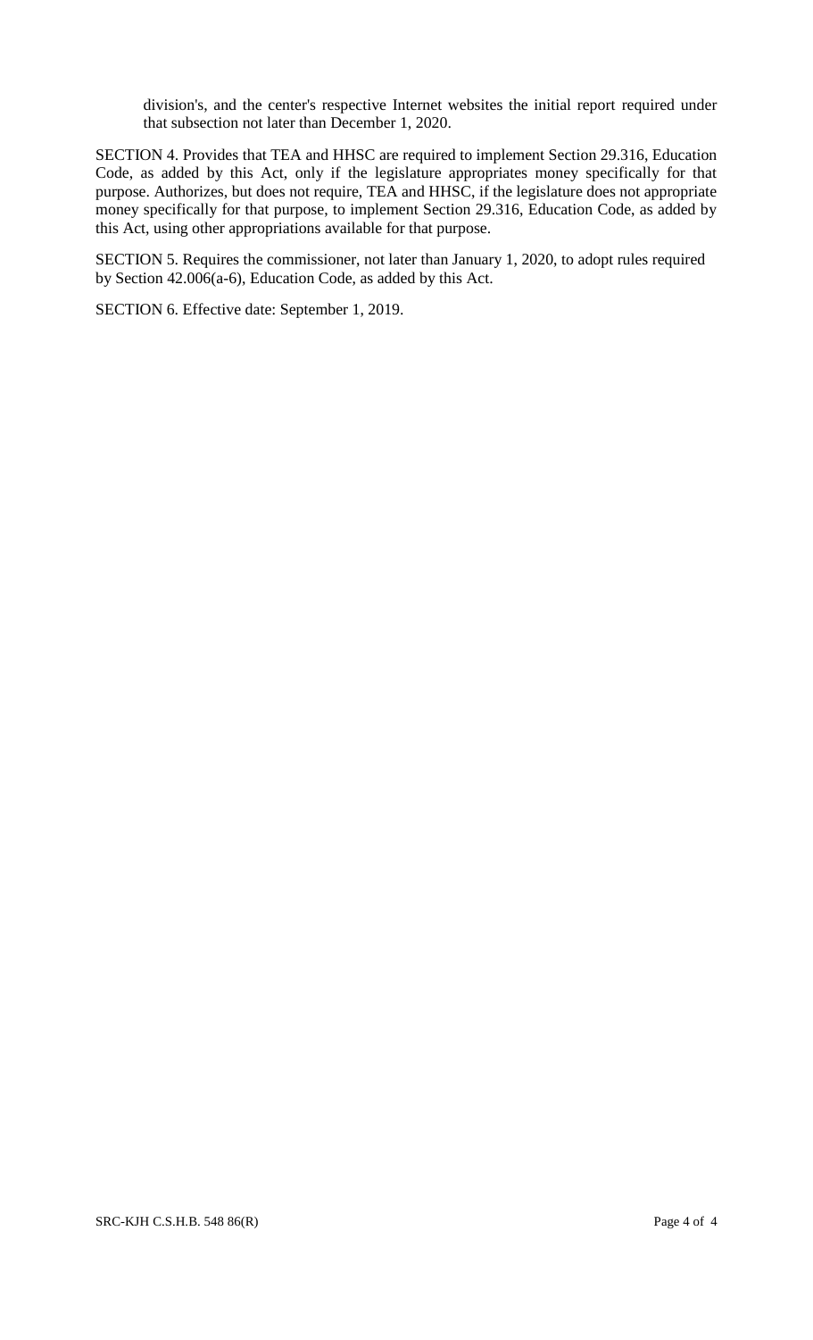division's, and the center's respective Internet websites the initial report required under that subsection not later than December 1, 2020.

SECTION 4. Provides that TEA and HHSC are required to implement Section 29.316, Education Code, as added by this Act, only if the legislature appropriates money specifically for that purpose. Authorizes, but does not require, TEA and HHSC, if the legislature does not appropriate money specifically for that purpose, to implement Section 29.316, Education Code, as added by this Act, using other appropriations available for that purpose.

SECTION 5. Requires the commissioner, not later than January 1, 2020, to adopt rules required by Section 42.006(a-6), Education Code, as added by this Act.

SECTION 6. Effective date: September 1, 2019.